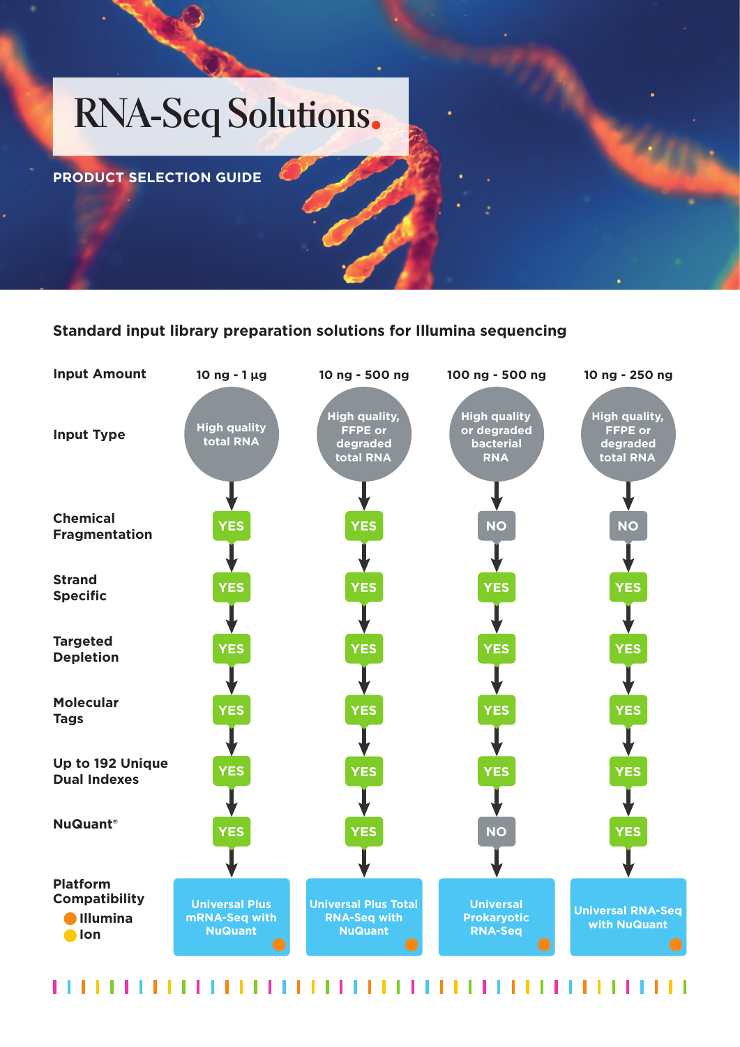# RNA-Seq Solutions.

**PRODUCT SELECTION GUIDE**

### Standard input library preparation solutions for Illumina sequencing

| | | | | |
|---|---|---|---|---|
| **Input Amount** | 10 ng - 1 µg | 10 ng - 500 ng | 100 ng - 500 ng | 10 ng - 250 ng |
| **Input Type** | High quality total RNA | High quality, FFPE or degraded total RNA | High quality or degraded bacterial RNA | High quality, FFPE or degraded total RNA |
| **Chemical Fragmentation** | YES | YES | NO | NO |
| **Strand Specific** | YES | YES | YES | YES |
| **Targeted Depletion** | YES | YES | YES | YES |
| **Molecular Tags** | YES | YES | YES | YES |
| **Up to 192 Unique Dual Indexes** | YES | YES | YES | YES |
| **NuQuant®** | YES | YES | NO | YES |
| **Platform Compatibility** (● Illumina ● Ion) | Universal Plus mRNA-Seq with NuQuant (Illumina) | Universal Plus Total RNA-Seq with NuQuant (Illumina) | Universal Prokaryotic RNA-Seq (Illumina) | Universal RNA-Seq with NuQuant (Illumina) |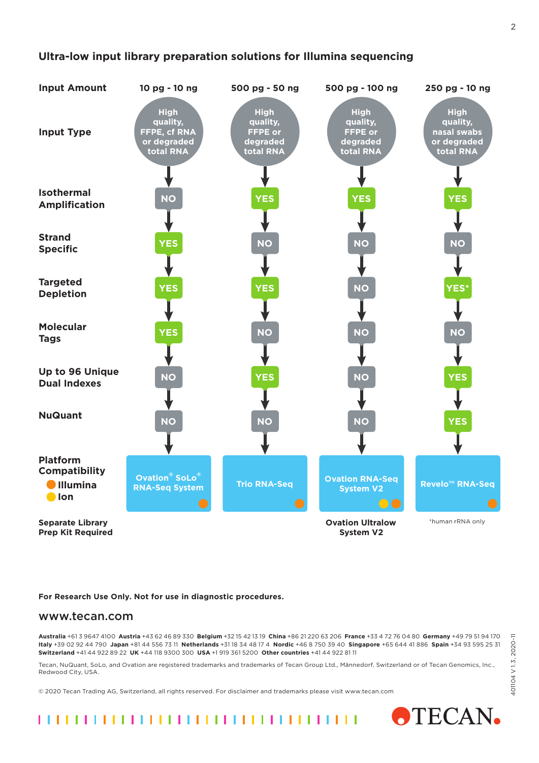## Ultra-low input library preparation solutions for Illumina sequencing

| Input Amount | 10 pg - 10 ng | 500 pg - 50 ng | 500 pg - 100 ng | 250 pg - 10 ng |
|---|---|---|---|---|
| Input Type | High quality, FFPE, cf RNA or degraded total RNA | High quality, FFPE or degraded total RNA | High quality, FFPE or degraded total RNA | High quality, nasal swabs or degraded total RNA |
| Isothermal Amplification | NO | YES | YES | YES |
| Strand Specific | YES | NO | NO | NO |
| Targeted Depletion | YES | YES | NO | YES* |
| Molecular Tags | YES | NO | NO | NO |
| Up to 96 Unique Dual Indexes | NO | YES | NO | YES |
| NuQuant | NO | NO | NO | YES |
| Platform Compatibility (Illumina / Ion) | Ovation® SoLo® RNA-Seq System (Illumina) | Trio RNA-Seq (Illumina) | Ovation RNA-Seq System V2 (Ion, Illumina) | Revelo™ RNA-Seq (Illumina) |
| Separate Library Prep Kit Required | | | Ovation Ultralow System V2 | |

*human rRNA only

**For Research Use Only. Not for use in diagnostic procedures.**

www.tecan.com

**Australia** +61 3 9647 4100 **Austria** +43 62 46 89 330 **Belgium** +32 15 42 13 19 **China** +86 21 220 63 206 **France** +33 4 72 76 04 80 **Germany** +49 79 51 94 170 **Italy** +39 02 92 44 790 **Japan** +81 44 556 73 11 **Netherlands** +31 18 34 48 17 4 **Nordic** +46 8 750 39 40 **Singapore** +65 644 41 886 **Spain** +34 93 595 25 31 **Switzerland** +41 44 922 89 22 **UK** +44 118 9300 300 **USA** +1 919 361 5200 **Other countries** +41 44 922 81 11

Tecan, NuQuant, SoLo, and Ovation are registered trademarks and trademarks of Tecan Group Ltd., Männedorf, Switzerland or of Tecan Genomics, Inc., Redwood City, USA.

© 2020 Tecan Trading AG, Switzerland, all rights reserved. For disclaimer and trademarks please visit www.tecan.com

401104 V 1.3, 2020-11